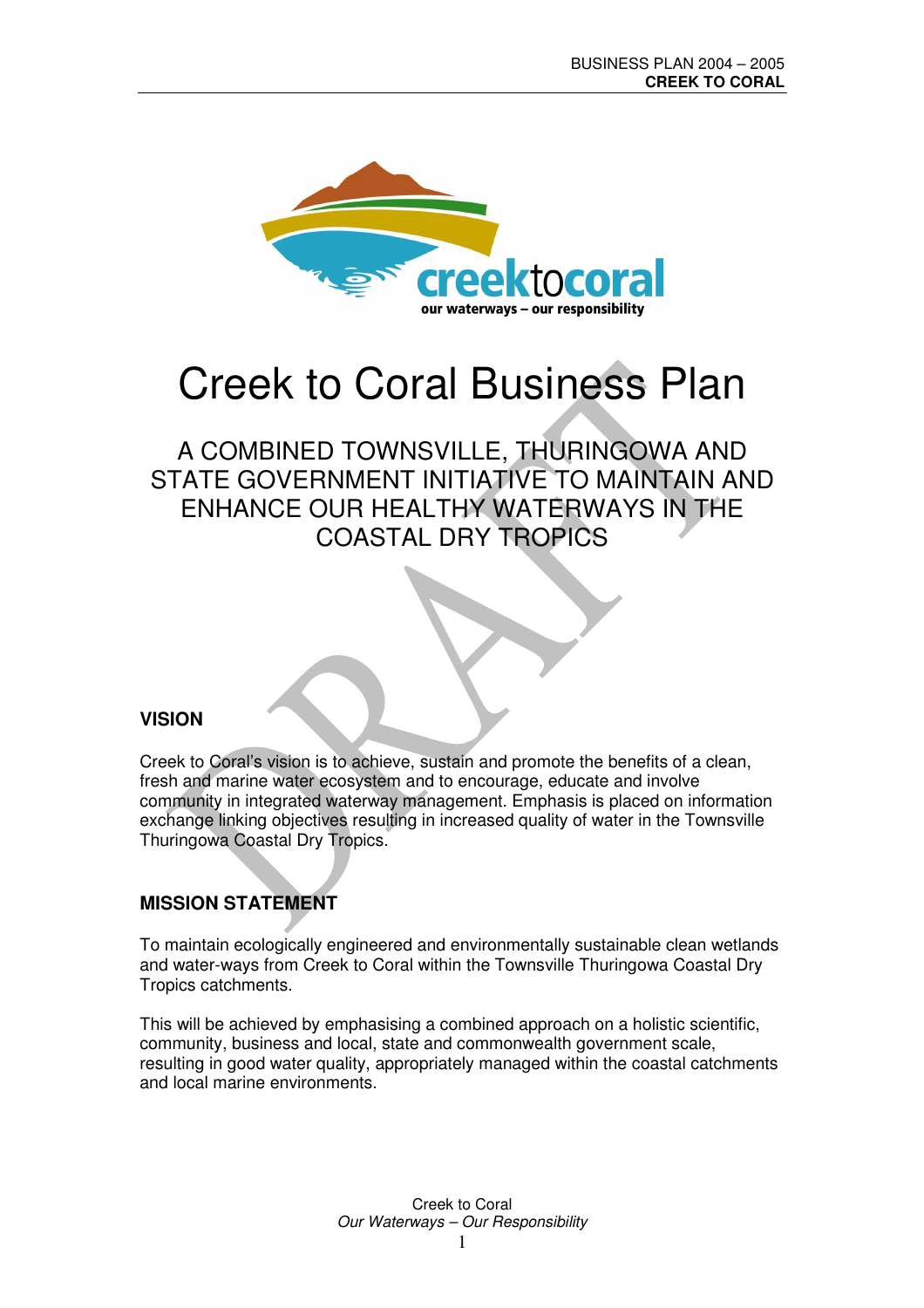# Creek to Coral Business Plan

## A COMBINED TOWNSVILLE, THURINGOWA AND STATE GOVERNMENT INITIATIVE TO MAINTAIN AND ENHANCE OUR HEALTHY WATERWAYS IN THE COASTAL DRY TROPICS

### VISION

Creek to Coral's vision is to achieve, sustain and promote the benefits of a clean, fresh and marine water ecosystem and to encourage, educate and involve community in integrated waterway management. Emphasis is placed on information exchange linking objectives resulting in increased quality of water in the Townsville Thuringowa Coastal Dry Tropics.

### MISSION STATEMENT

To maintain ecologically engineered and environmentally sustainable clean wetlands and water-ways from Creek to Coral within the Townsville Thuringowa Coastal Dry Tropics catchments.

This will be achieved by emphasising a combined approach on a holistic scientific, community, business and local, state and commonwealth government scale, resulting in good water quality, appropriately managed within the coastal catchments and local marine environments.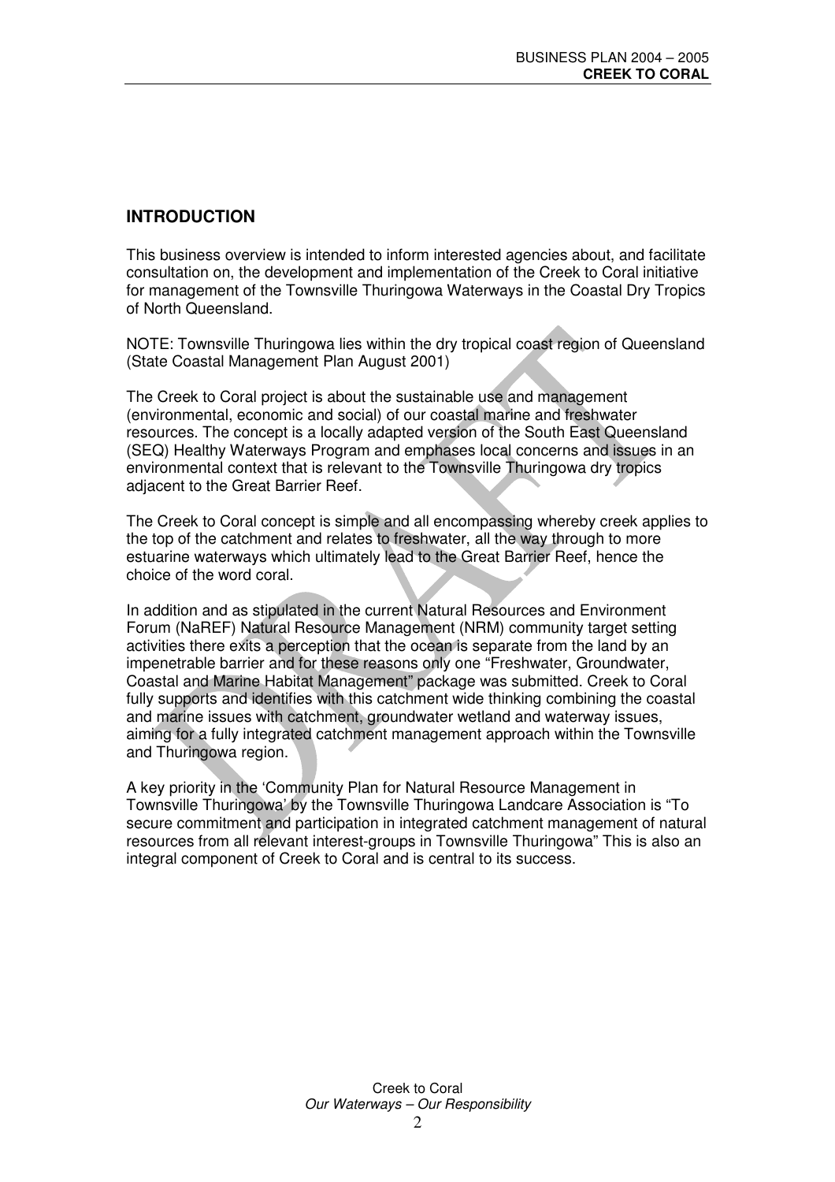## INTRODUCTION

This business overview is intended to inform interested agencies about, and facilitate consultation on, the development and implementation of the Creek to Coral initiative for management of the Townsville Thuringowa Waterways in the Coastal Dry Tropics of North Queensland.

NOTE: Townsville Thuringowa lies within the dry tropical coast region of Queensland (State Coastal Management Plan August 2001)

The Creek to Coral project is about the sustainable use and management (environmental, economic and social) of our coastal marine and freshwater resources. The concept is a locally adapted version of the South East Queensland (SEQ) Healthy Waterways Program and emphases local concerns and issues in an environmental context that is relevant to the Townsville Thuringowa dry tropics adjacent to the Great Barrier Reef.

The Creek to Coral concept is simple and all encompassing whereby creek applies to the top of the catchment and relates to freshwater, all the way through to more estuarine waterways which ultimately lead to the Great Barrier Reef, hence the choice of the word coral.

In addition and as stipulated in the current Natural Resources and Environment Forum (NaREF) Natural Resource Management (NRM) community target setting activities there exits a perception that the ocean is separate from the land by an impenetrable barrier and for these reasons only one "Freshwater, Groundwater, Coastal and Marine Habitat Management" package was submitted. Creek to Coral fully supports and identifies with this catchment wide thinking combining the coastal and marine issues with catchment, groundwater wetland and waterway issues, aiming for a fully integrated catchment management approach within the Townsville and Thuringowa region.

A key priority in the 'Community Plan for Natural Resource Management in Townsville Thuringowa' by the Townsville Thuringowa Landcare Association is "To secure commitment and participation in integrated catchment management of natural resources from all relevant interest-groups in Townsville Thuringowa" This is also an integral component of Creek to Coral and is central to its success.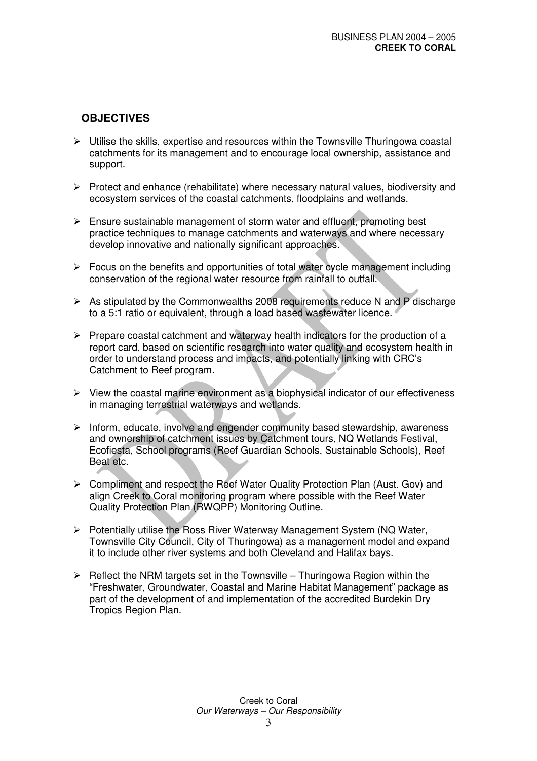## OBJECTIVES

- Utilise the skills, expertise and resources within the Townsville Thuringowa coastal catchments for its management and to encourage local ownership, assistance and support.
- Protect and enhance (rehabilitate) where necessary natural values, biodiversity and ecosystem services of the coastal catchments, floodplains and wetlands.
- Ensure sustainable management of storm water and effluent, promoting best practice techniques to manage catchments and waterways and where necessary develop innovative and nationally significant approaches.
- Focus on the benefits and opportunities of total water cycle management including conservation of the regional water resource from rainfall to outfall.
- As stipulated by the Commonwealths 2008 requirements reduce N and P discharge to a 5:1 ratio or equivalent, through a load based wastewater licence.
- Prepare coastal catchment and waterway health indicators for the production of a report card, based on scientific research into water quality and ecosystem health in order to understand process and impacts, and potentially linking with CRC's Catchment to Reef program.
- View the coastal marine environment as a biophysical indicator of our effectiveness in managing terrestrial waterways and wetlands.
- Inform, educate, involve and engender community based stewardship, awareness and ownership of catchment issues by Catchment tours, NQ Wetlands Festival, Ecofiesta, School programs (Reef Guardian Schools, Sustainable Schools), Reef Beat etc.
- Compliment and respect the Reef Water Quality Protection Plan (Aust. Gov) and align Creek to Coral monitoring program where possible with the Reef Water Quality Protection Plan (RWQPP) Monitoring Outline.
- Potentially utilise the Ross River Waterway Management System (NQ Water, Townsville City Council, City of Thuringowa) as a management model and expand it to include other river systems and both Cleveland and Halifax bays.
- Reflect the NRM targets set in the Townsville – Thuringowa Region within the "Freshwater, Groundwater, Coastal and Marine Habitat Management" package as part of the development of and implementation of the accredited Burdekin Dry Tropics Region Plan.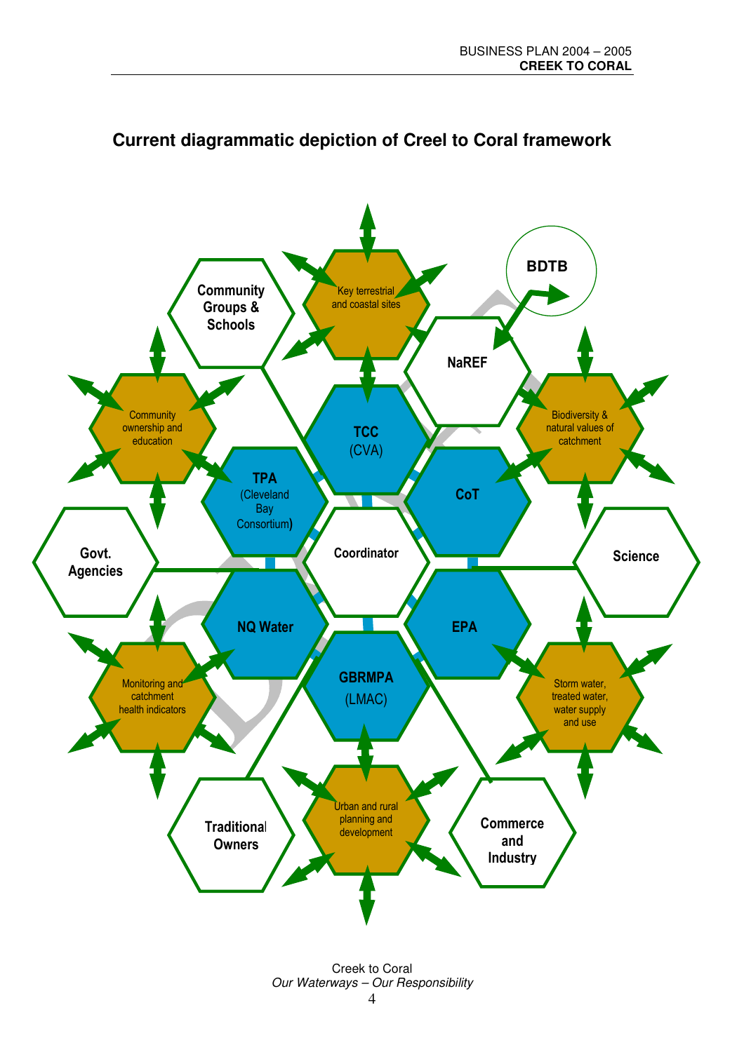## Current diagrammatic depiction of Creel to Coral framework

Community Groups & Schools

Key terrestrial and coastal sites

BDTB

NaREF

Community ownership and education

TCC (CVA)

Biodiversity & natural values of catchment

TPA (Cleveland Bay Consortium)

CoT

Govt. Agencies

Coordinator

Science

NQ Water

EPA

Monitoring and catchment health indicators

GBRMPA (LMAC)

Storm water, treated water, water supply and use

Traditional Owners

Urban and rural planning and development

Commerce and Industry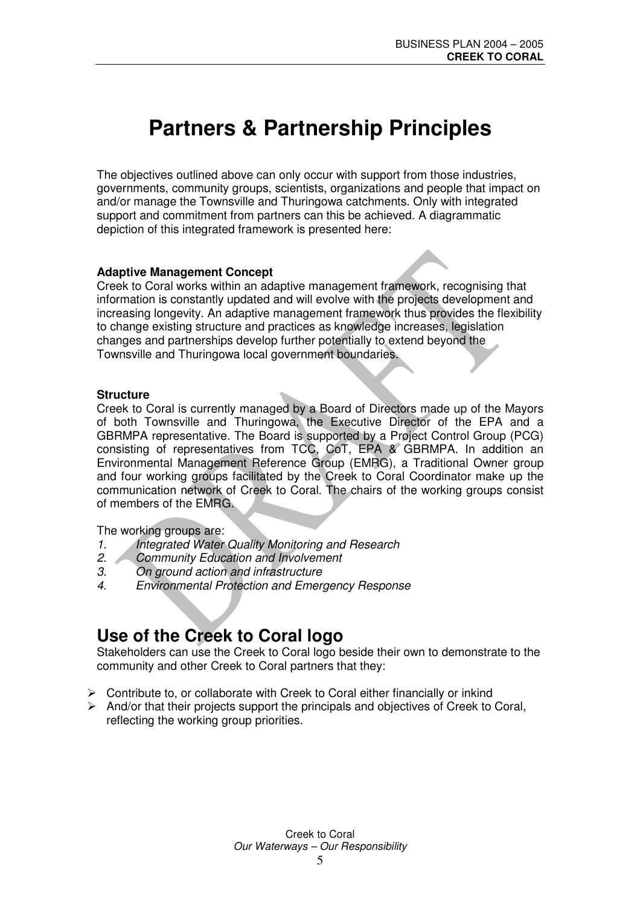# Partners & Partnership Principles

The objectives outlined above can only occur with support from those industries, governments, community groups, scientists, organizations and people that impact on and/or manage the Townsville and Thuringowa catchments. Only with integrated support and commitment from partners can this be achieved. A diagrammatic depiction of this integrated framework is presented here:

**Adaptive Management Concept**

Creek to Coral works within an adaptive management framework, recognising that information is constantly updated and will evolve with the projects development and increasing longevity. An adaptive management framework thus provides the flexibility to change existing structure and practices as knowledge increases, legislation changes and partnerships develop further potentially to extend beyond the Townsville and Thuringowa local government boundaries.

**Structure**

Creek to Coral is currently managed by a Board of Directors made up of the Mayors of both Townsville and Thuringowa, the Executive Director of the EPA and a GBRMPA representative. The Board is supported by a Project Control Group (PCG) consisting of representatives from TCC, CoT, EPA & GBRMPA. In addition an Environmental Management Reference Group (EMRG), a Traditional Owner group and four working groups facilitated by the Creek to Coral Coordinator make up the communication network of Creek to Coral. The chairs of the working groups consist of members of the EMRG.

The working groups are:

1. *Integrated Water Quality Monitoring and Research*
2. *Community Education and Involvement*
3. *On ground action and infrastructure*
4. *Environmental Protection and Emergency Response*

## Use of the Creek to Coral logo

Stakeholders can use the Creek to Coral logo beside their own to demonstrate to the community and other Creek to Coral partners that they:

- Contribute to, or collaborate with Creek to Coral either financially or inkind
- And/or that their projects support the principals and objectives of Creek to Coral, reflecting the working group priorities.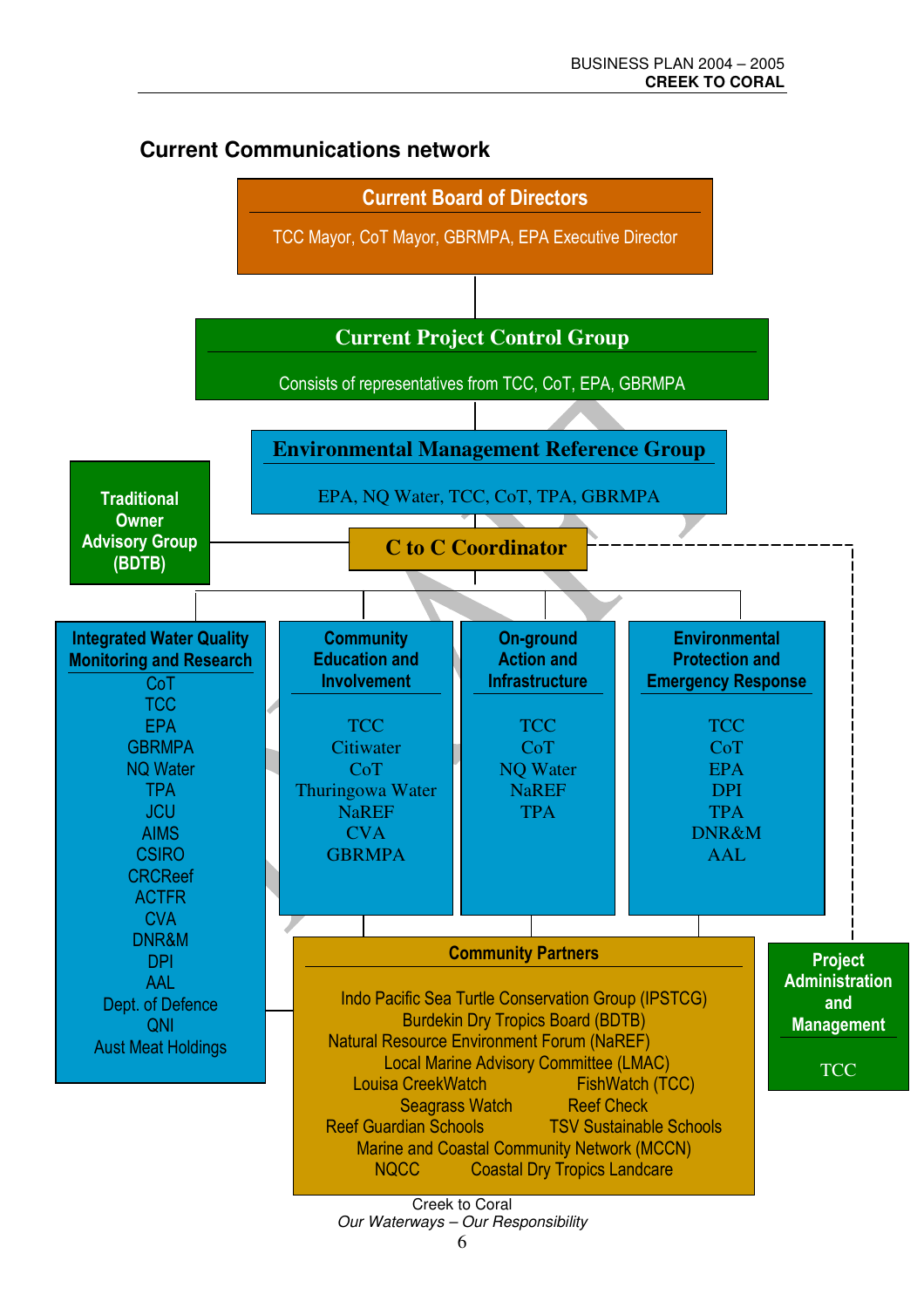## Current Communications network

**Current Board of Directors**

TCC Mayor, CoT Mayor, GBRMPA, EPA Executive Director

**Current Project Control Group**

Consists of representatives from TCC, CoT, EPA, GBRMPA

**Environmental Management Reference Group**

EPA, NQ Water, TCC, CoT, TPA, GBRMPA

**Traditional Owner Advisory Group (BDTB)**

**C to C Coordinator**

**Integrated Water Quality Monitoring and Research**

CoT
TCC
EPA
GBRMPA
NQ Water
TPA
JCU
AIMS
CSIRO
CRCReef
ACTFR
CVA
DNR&M
DPI
AAL
Dept. of Defence
QNI
Aust Meat Holdings

**Community Education and Involvement**

TCC
Citiwater
CoT
Thuringowa Water
NaREF
CVA
GBRMPA

**On-ground Action and Infrastructure**

TCC
CoT
NQ Water
NaREF
TPA

**Environmental Protection and Emergency Response**

TCC
CoT
EPA
DPI
TPA
DNR&M
AAL

**Community Partners**

Indo Pacific Sea Turtle Conservation Group (IPSTCG)
Burdekin Dry Tropics Board (BDTB)
Natural Resource Environment Forum (NaREF)
Local Marine Advisory Committee (LMAC)
Louisa CreekWatch
FishWatch (TCC)
Seagrass Watch
Reef Check
Reef Guardian Schools
TSV Sustainable Schools
Marine and Coastal Community Network (MCCN)
NQCC
Coastal Dry Tropics Landcare

**Project Administration and Management**

TCC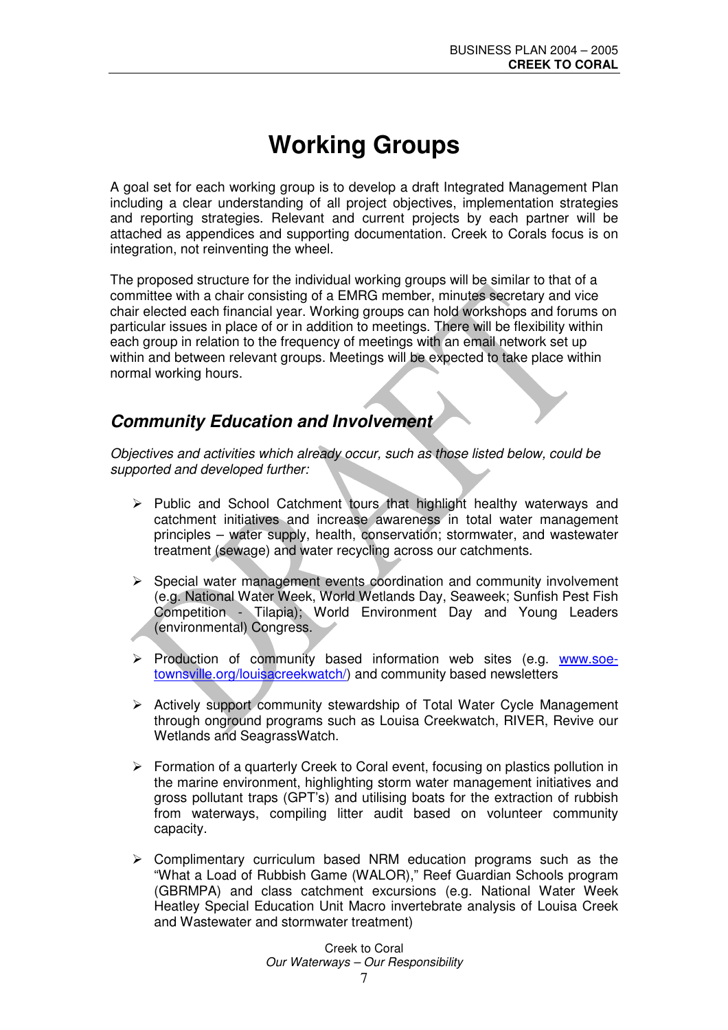# Working Groups

A goal set for each working group is to develop a draft Integrated Management Plan including a clear understanding of all project objectives, implementation strategies and reporting strategies. Relevant and current projects by each partner will be attached as appendices and supporting documentation. Creek to Corals focus is on integration, not reinventing the wheel.

The proposed structure for the individual working groups will be similar to that of a committee with a chair consisting of a EMRG member, minutes secretary and vice chair elected each financial year. Working groups can hold workshops and forums on particular issues in place of or in addition to meetings. There will be flexibility within each group in relation to the frequency of meetings with an email network set up within and between relevant groups. Meetings will be expected to take place within normal working hours.

## *Community Education and Involvement*

*Objectives and activities which already occur, such as those listed below, could be supported and developed further:*

- Public and School Catchment tours that highlight healthy waterways and catchment initiatives and increase awareness in total water management principles – water supply, health, conservation; stormwater, and wastewater treatment (sewage) and water recycling across our catchments.
- Special water management events coordination and community involvement (e.g. National Water Week, World Wetlands Day, Seaweek; Sunfish Pest Fish Competition - Tilapia); World Environment Day and Young Leaders (environmental) Congress.
- Production of community based information web sites (e.g. www.soe-townsville.org/louisacreekwatch/) and community based newsletters
- Actively support community stewardship of Total Water Cycle Management through onground programs such as Louisa Creekwatch, RIVER, Revive our Wetlands and SeagrassWatch.
- Formation of a quarterly Creek to Coral event, focusing on plastics pollution in the marine environment, highlighting storm water management initiatives and gross pollutant traps (GPT's) and utilising boats for the extraction of rubbish from waterways, compiling litter audit based on volunteer community capacity.
- Complimentary curriculum based NRM education programs such as the "What a Load of Rubbish Game (WALOR)," Reef Guardian Schools program (GBRMPA) and class catchment excursions (e.g. National Water Week Heatley Special Education Unit Macro invertebrate analysis of Louisa Creek and Wastewater and stormwater treatment)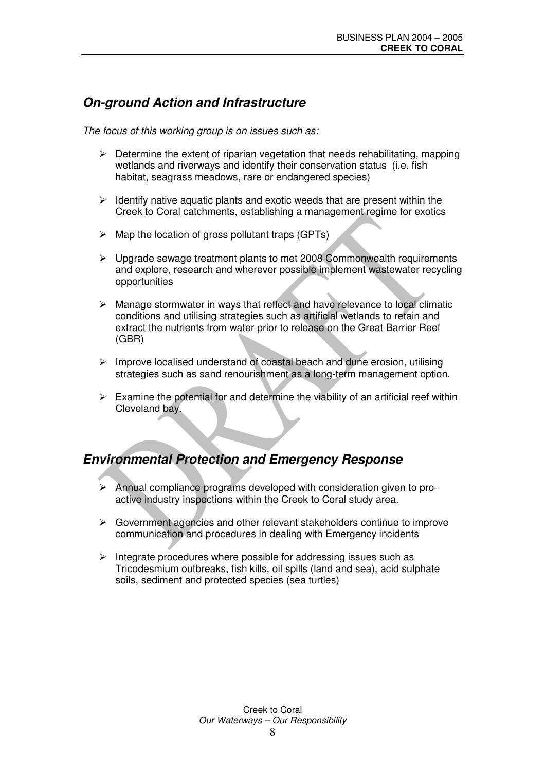## *On-ground Action and Infrastructure*

*The focus of this working group is on issues such as:*

- Determine the extent of riparian vegetation that needs rehabilitating, mapping wetlands and riverways and identify their conservation status (i.e. fish habitat, seagrass meadows, rare or endangered species)
- Identify native aquatic plants and exotic weeds that are present within the Creek to Coral catchments, establishing a management regime for exotics
- Map the location of gross pollutant traps (GPTs)
- Upgrade sewage treatment plants to met 2008 Commonwealth requirements and explore, research and wherever possible implement wastewater recycling opportunities
- Manage stormwater in ways that reflect and have relevance to local climatic conditions and utilising strategies such as artificial wetlands to retain and extract the nutrients from water prior to release on the Great Barrier Reef (GBR)
- Improve localised understand of coastal beach and dune erosion, utilising strategies such as sand renourishment as a long-term management option.
- Examine the potential for and determine the viability of an artificial reef within Cleveland bay.

## *Environmental Protection and Emergency Response*

- Annual compliance programs developed with consideration given to pro-active industry inspections within the Creek to Coral study area.
- Government agencies and other relevant stakeholders continue to improve communication and procedures in dealing with Emergency incidents
- Integrate procedures where possible for addressing issues such as Tricodesmium outbreaks, fish kills, oil spills (land and sea), acid sulphate soils, sediment and protected species (sea turtles)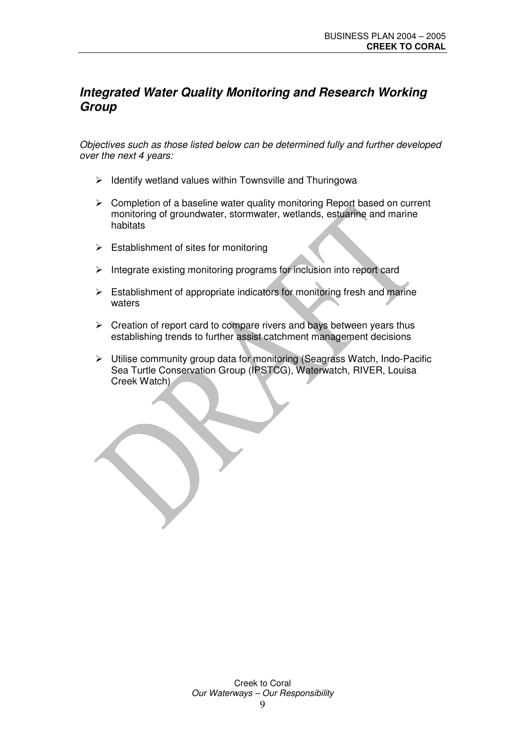## *Integrated Water Quality Monitoring and Research Working Group*

*Objectives such as those listed below can be determined fully and further developed over the next 4 years:*

- Identify wetland values within Townsville and Thuringowa
- Completion of a baseline water quality monitoring Report based on current monitoring of groundwater, stormwater, wetlands, estuarine and marine habitats
- Establishment of sites for monitoring
- Integrate existing monitoring programs for inclusion into report card
- Establishment of appropriate indicators for monitoring fresh and marine waters
- Creation of report card to compare rivers and bays between years thus establishing trends to further assist catchment management decisions
- Utilise community group data for monitoring (Seagrass Watch, Indo-Pacific Sea Turtle Conservation Group (IPSTCG), Waterwatch, RIVER, Louisa Creek Watch)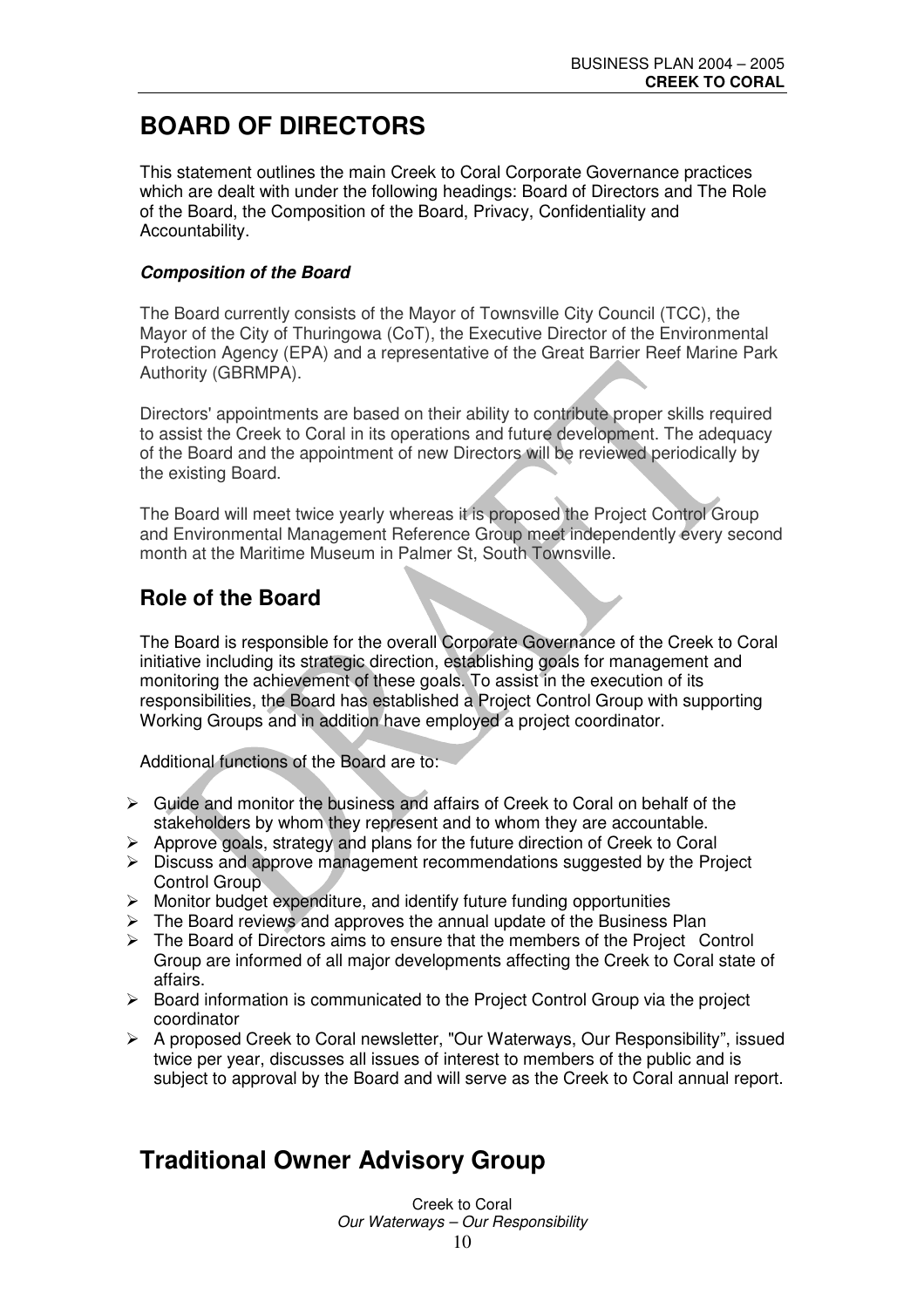# BOARD OF DIRECTORS

This statement outlines the main Creek to Coral Corporate Governance practices which are dealt with under the following headings: Board of Directors and The Role of the Board, the Composition of the Board, Privacy, Confidentiality and Accountability.

***Composition of the Board***

The Board currently consists of the Mayor of Townsville City Council (TCC), the Mayor of the City of Thuringowa (CoT), the Executive Director of the Environmental Protection Agency (EPA) and a representative of the Great Barrier Reef Marine Park Authority (GBRMPA).

Directors' appointments are based on their ability to contribute proper skills required to assist the Creek to Coral in its operations and future development. The adequacy of the Board and the appointment of new Directors will be reviewed periodically by the existing Board.

The Board will meet twice yearly whereas it is proposed the Project Control Group and Environmental Management Reference Group meet independently every second month at the Maritime Museum in Palmer St, South Townsville.

## Role of the Board

The Board is responsible for the overall Corporate Governance of the Creek to Coral initiative including its strategic direction, establishing goals for management and monitoring the achievement of these goals. To assist in the execution of its responsibilities, the Board has established a Project Control Group with supporting Working Groups and in addition have employed a project coordinator.

Additional functions of the Board are to:

- Guide and monitor the business and affairs of Creek to Coral on behalf of the stakeholders by whom they represent and to whom they are accountable.
- Approve goals, strategy and plans for the future direction of Creek to Coral
- Discuss and approve management recommendations suggested by the Project Control Group
- Monitor budget expenditure, and identify future funding opportunities
- The Board reviews and approves the annual update of the Business Plan
- The Board of Directors aims to ensure that the members of the Project Control Group are informed of all major developments affecting the Creek to Coral state of affairs.
- Board information is communicated to the Project Control Group via the project coordinator
- A proposed Creek to Coral newsletter, "Our Waterways, Our Responsibility", issued twice per year, discusses all issues of interest to members of the public and is subject to approval by the Board and will serve as the Creek to Coral annual report.

# Traditional Owner Advisory Group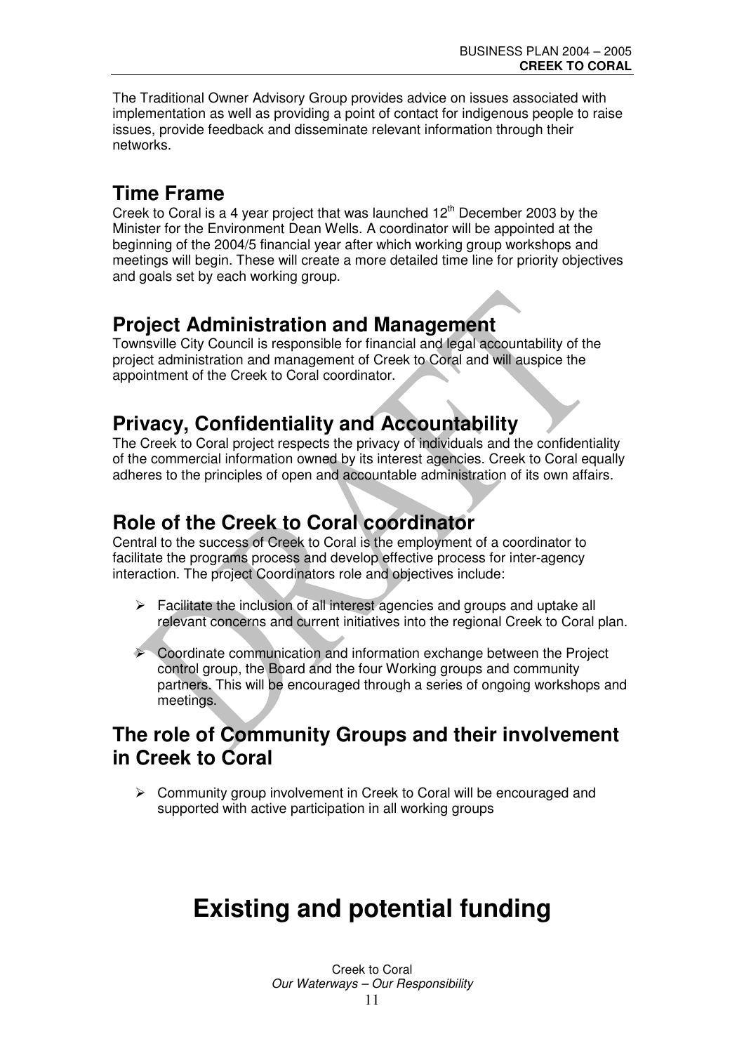The Traditional Owner Advisory Group provides advice on issues associated with implementation as well as providing a point of contact for indigenous people to raise issues, provide feedback and disseminate relevant information through their networks.

## Time Frame

Creek to Coral is a 4 year project that was launched 12th December 2003 by the Minister for the Environment Dean Wells. A coordinator will be appointed at the beginning of the 2004/5 financial year after which working group workshops and meetings will begin. These will create a more detailed time line for priority objectives and goals set by each working group.

## Project Administration and Management

Townsville City Council is responsible for financial and legal accountability of the project administration and management of Creek to Coral and will auspice the appointment of the Creek to Coral coordinator.

## Privacy, Confidentiality and Accountability

The Creek to Coral project respects the privacy of individuals and the confidentiality of the commercial information owned by its interest agencies. Creek to Coral equally adheres to the principles of open and accountable administration of its own affairs.

## Role of the Creek to Coral coordinator

Central to the success of Creek to Coral is the employment of a coordinator to facilitate the programs process and develop effective process for inter-agency interaction. The project Coordinators role and objectives include:

- Facilitate the inclusion of all interest agencies and groups and uptake all relevant concerns and current initiatives into the regional Creek to Coral plan.
- Coordinate communication and information exchange between the Project control group, the Board and the four Working groups and community partners. This will be encouraged through a series of ongoing workshops and meetings.

## The role of Community Groups and their involvement in Creek to Coral

- Community group involvement in Creek to Coral will be encouraged and supported with active participation in all working groups

# Existing and potential funding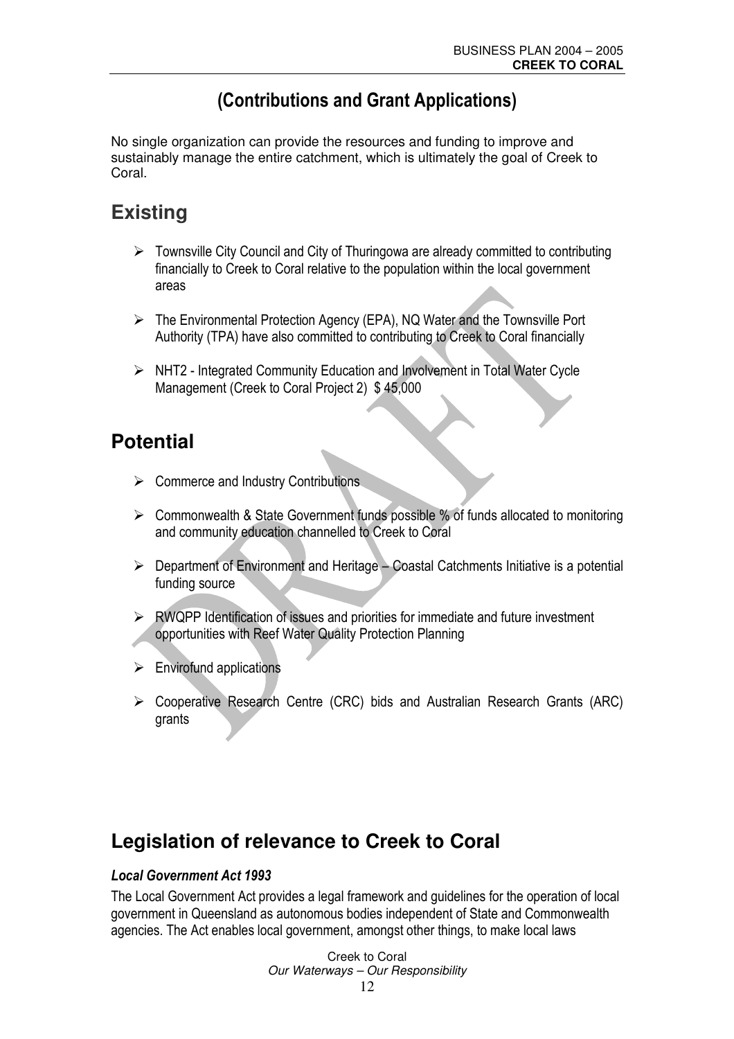## (Contributions and Grant Applications)

No single organization can provide the resources and funding to improve and sustainably manage the entire catchment, which is ultimately the goal of Creek to Coral.

# Existing

- Townsville City Council and City of Thuringowa are already committed to contributing financially to Creek to Coral relative to the population within the local government areas
- The Environmental Protection Agency (EPA), NQ Water and the Townsville Port Authority (TPA) have also committed to contributing to Creek to Coral financially
- NHT2 - Integrated Community Education and Involvement in Total Water Cycle Management (Creek to Coral Project 2) $ 45,000

# Potential

- Commerce and Industry Contributions
- Commonwealth & State Government funds possible % of funds allocated to monitoring and community education channelled to Creek to Coral
- Department of Environment and Heritage – Coastal Catchments Initiative is a potential funding source
- RWQPP Identification of issues and priorities for immediate and future investment opportunities with Reef Water Quality Protection Planning
- Envirofund applications
- Cooperative Research Centre (CRC) bids and Australian Research Grants (ARC) grants

# Legislation of relevance to Creek to Coral

### *Local Government Act 1993*

The Local Government Act provides a legal framework and guidelines for the operation of local government in Queensland as autonomous bodies independent of State and Commonwealth agencies. The Act enables local government, amongst other things, to make local laws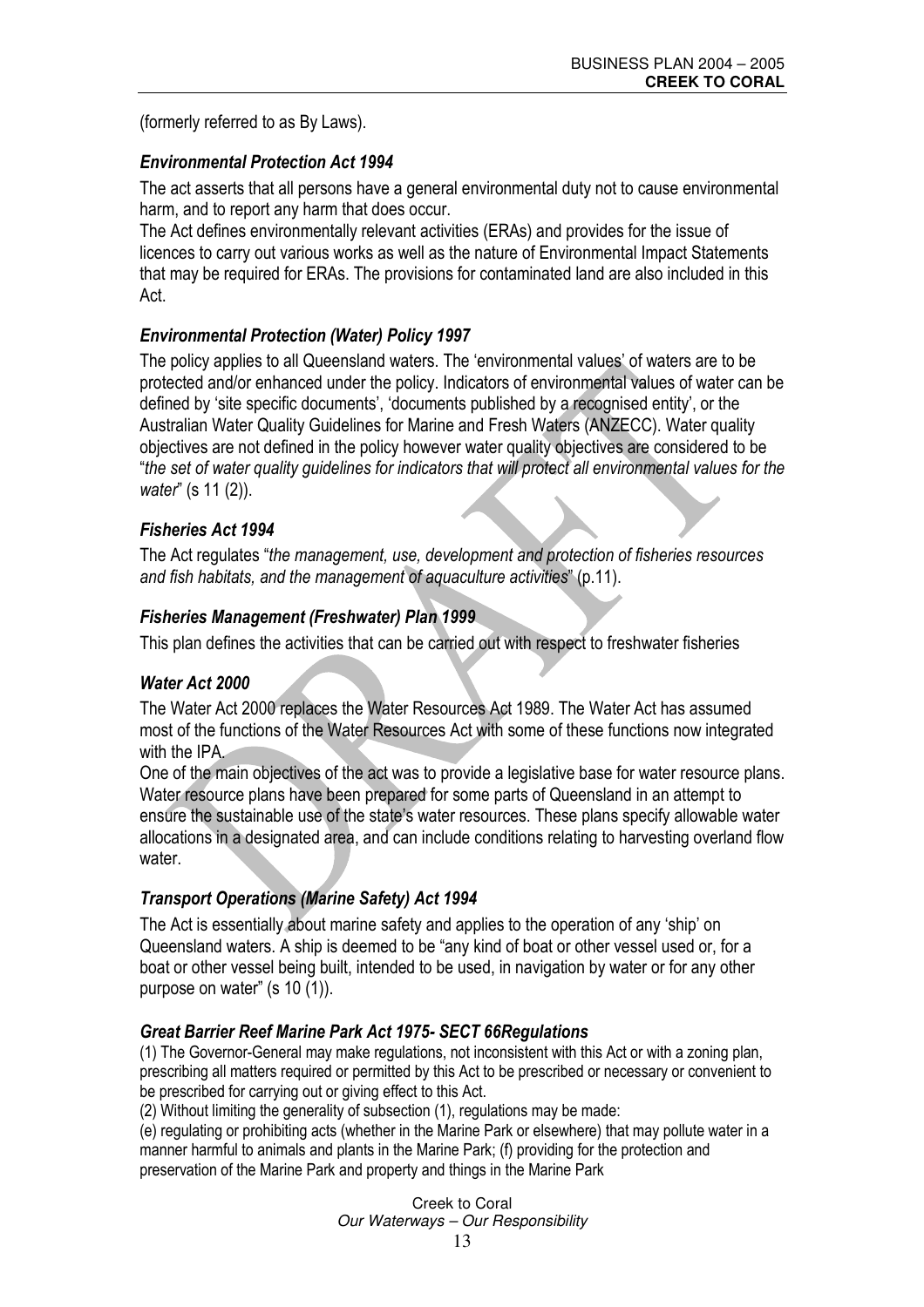(formerly referred to as By Laws).

### *Environmental Protection Act 1994*

The act asserts that all persons have a general environmental duty not to cause environmental harm, and to report any harm that does occur.

The Act defines environmentally relevant activities (ERAs) and provides for the issue of licences to carry out various works as well as the nature of Environmental Impact Statements that may be required for ERAs. The provisions for contaminated land are also included in this Act.

### *Environmental Protection (Water) Policy 1997*

The policy applies to all Queensland waters. The 'environmental values' of waters are to be protected and/or enhanced under the policy. Indicators of environmental values of water can be defined by 'site specific documents', 'documents published by a recognised entity', or the Australian Water Quality Guidelines for Marine and Fresh Waters (ANZECC). Water quality objectives are not defined in the policy however water quality objectives are considered to be "*the set of water quality guidelines for indicators that will protect all environmental values for the water*" (s 11 (2)).

### *Fisheries Act 1994*

The Act regulates "*the management, use, development and protection of fisheries resources and fish habitats, and the management of aquaculture activities*" (p.11).

### *Fisheries Management (Freshwater) Plan 1999*

This plan defines the activities that can be carried out with respect to freshwater fisheries

### *Water Act 2000*

The Water Act 2000 replaces the Water Resources Act 1989. The Water Act has assumed most of the functions of the Water Resources Act with some of these functions now integrated with the IPA.

One of the main objectives of the act was to provide a legislative base for water resource plans. Water resource plans have been prepared for some parts of Queensland in an attempt to ensure the sustainable use of the state's water resources. These plans specify allowable water allocations in a designated area, and can include conditions relating to harvesting overland flow water.

### *Transport Operations (Marine Safety) Act 1994*

The Act is essentially about marine safety and applies to the operation of any 'ship' on Queensland waters. A ship is deemed to be "any kind of boat or other vessel used or, for a boat or other vessel being built, intended to be used, in navigation by water or for any other purpose on water" (s 10 (1)).

### *Great Barrier Reef Marine Park Act 1975- SECT 66Regulations*

(1) The Governor-General may make regulations, not inconsistent with this Act or with a zoning plan, prescribing all matters required or permitted by this Act to be prescribed or necessary or convenient to be prescribed for carrying out or giving effect to this Act.

(2) Without limiting the generality of subsection (1), regulations may be made:

(e) regulating or prohibiting acts (whether in the Marine Park or elsewhere) that may pollute water in a manner harmful to animals and plants in the Marine Park; (f) providing for the protection and preservation of the Marine Park and property and things in the Marine Park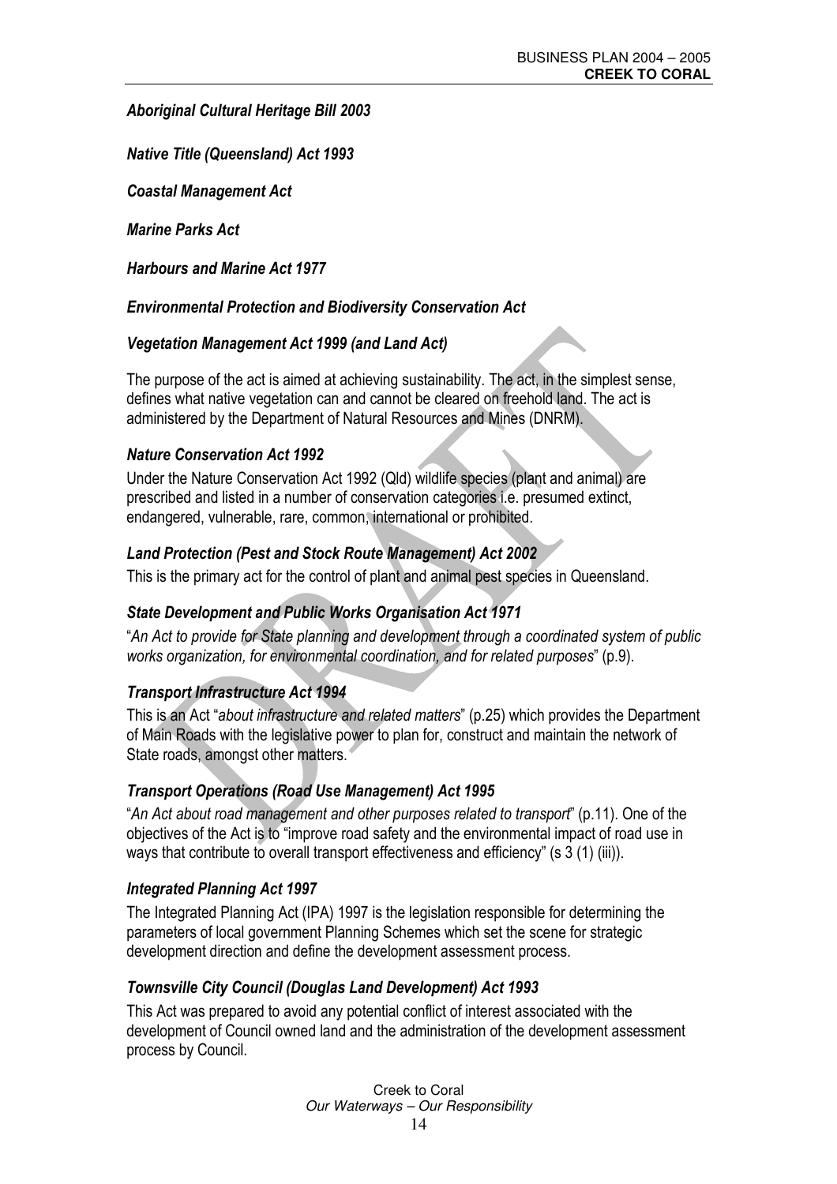### *Aboriginal Cultural Heritage Bill 2003*

### *Native Title (Queensland) Act 1993*

### *Coastal Management Act*

### *Marine Parks Act*

### *Harbours and Marine Act 1977*

### *Environmental Protection and Biodiversity Conservation Act*

### *Vegetation Management Act 1999 (and Land Act)*

The purpose of the act is aimed at achieving sustainability. The act, in the simplest sense, defines what native vegetation can and cannot be cleared on freehold land. The act is administered by the Department of Natural Resources and Mines (DNRM).

### *Nature Conservation Act 1992*

Under the Nature Conservation Act 1992 (Qld) wildlife species (plant and animal) are prescribed and listed in a number of conservation categories i.e. presumed extinct, endangered, vulnerable, rare, common, international or prohibited.

### *Land Protection (Pest and Stock Route Management) Act 2002*

This is the primary act for the control of plant and animal pest species in Queensland.

### *State Development and Public Works Organisation Act 1971*

"*An Act to provide for State planning and development through a coordinated system of public works organization, for environmental coordination, and for related purposes*" (p.9).

### *Transport Infrastructure Act 1994*

This is an Act "*about infrastructure and related matters*" (p.25) which provides the Department of Main Roads with the legislative power to plan for, construct and maintain the network of State roads, amongst other matters.

### *Transport Operations (Road Use Management) Act 1995*

"*An Act about road management and other purposes related to transport*" (p.11). One of the objectives of the Act is to "improve road safety and the environmental impact of road use in ways that contribute to overall transport effectiveness and efficiency" (s 3 (1) (iii)).

### *Integrated Planning Act 1997*

The Integrated Planning Act (IPA) 1997 is the legislation responsible for determining the parameters of local government Planning Schemes which set the scene for strategic development direction and define the development assessment process.

### *Townsville City Council (Douglas Land Development) Act 1993*

This Act was prepared to avoid any potential conflict of interest associated with the development of Council owned land and the administration of the development assessment process by Council.